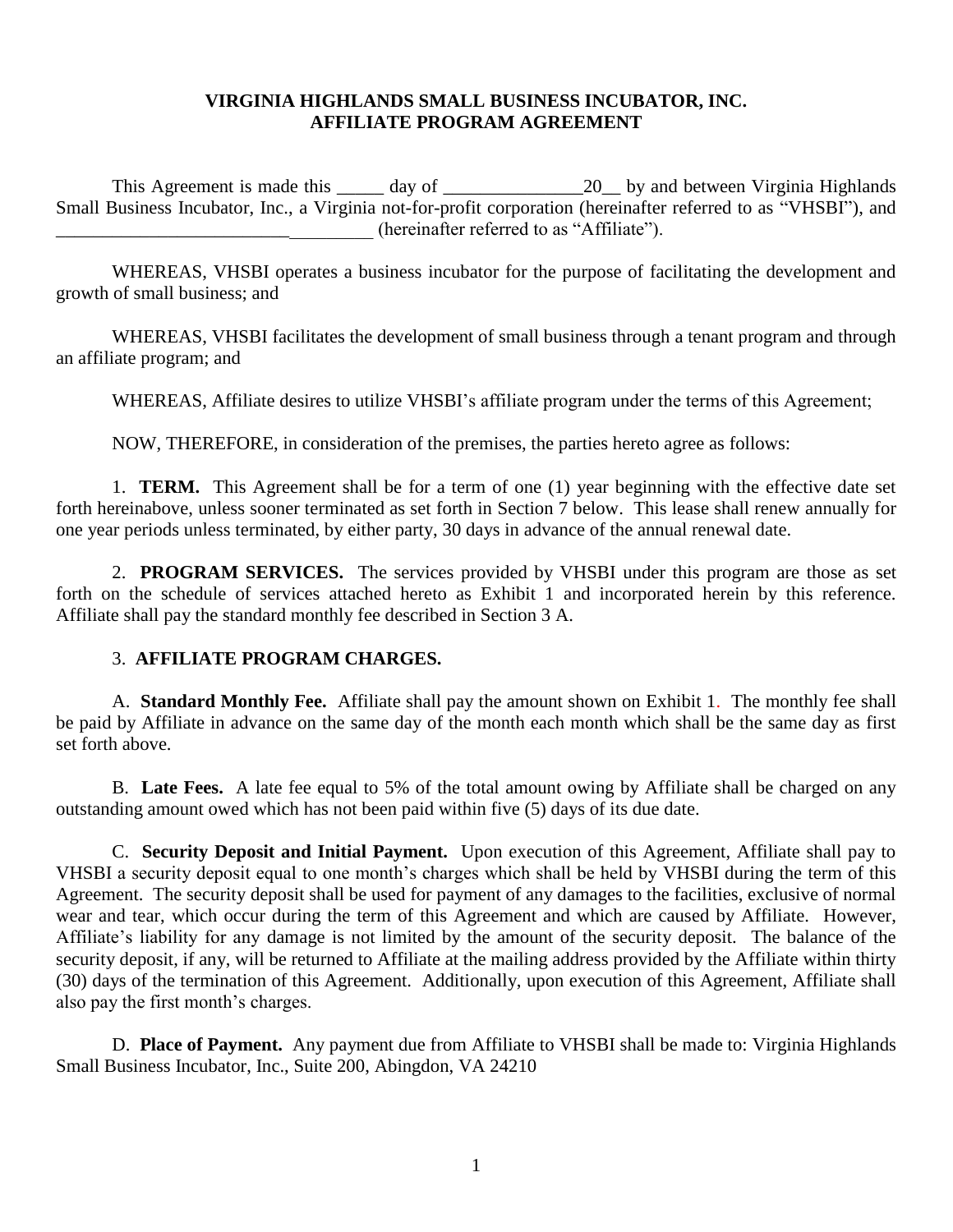# VIRGINIA HIGHLANDS SMALL BUSINESS INCUBATOR, INC.
# AFFILIATE PROGRAM AGREEMENT

This Agreement is made this _____ day of _______________20__ by and between Virginia Highlands Small Business Incubator, Inc., a Virginia not-for-profit corporation (hereinafter referred to as "VHSBI"), and __________________________________ (hereinafter referred to as "Affiliate").

WHEREAS, VHSBI operates a business incubator for the purpose of facilitating the development and growth of small business; and

WHEREAS, VHSBI facilitates the development of small business through a tenant program and through an affiliate program; and

WHEREAS, Affiliate desires to utilize VHSBI's affiliate program under the terms of this Agreement;

NOW, THEREFORE, in consideration of the premises, the parties hereto agree as follows:

1. **TERM.** This Agreement shall be for a term of one (1) year beginning with the effective date set forth hereinabove, unless sooner terminated as set forth in Section 7 below. This lease shall renew annually for one year periods unless terminated, by either party, 30 days in advance of the annual renewal date.

2. **PROGRAM SERVICES.** The services provided by VHSBI under this program are those as set forth on the schedule of services attached hereto as Exhibit 1 and incorporated herein by this reference. Affiliate shall pay the standard monthly fee described in Section 3 A.

3. **AFFILIATE PROGRAM CHARGES.**

A. **Standard Monthly Fee.** Affiliate shall pay the amount shown on Exhibit 1. The monthly fee shall be paid by Affiliate in advance on the same day of the month each month which shall be the same day as first set forth above.

B. **Late Fees.** A late fee equal to 5% of the total amount owing by Affiliate shall be charged on any outstanding amount owed which has not been paid within five (5) days of its due date.

C. **Security Deposit and Initial Payment.** Upon execution of this Agreement, Affiliate shall pay to VHSBI a security deposit equal to one month's charges which shall be held by VHSBI during the term of this Agreement. The security deposit shall be used for payment of any damages to the facilities, exclusive of normal wear and tear, which occur during the term of this Agreement and which are caused by Affiliate. However, Affiliate's liability for any damage is not limited by the amount of the security deposit. The balance of the security deposit, if any, will be returned to Affiliate at the mailing address provided by the Affiliate within thirty (30) days of the termination of this Agreement. Additionally, upon execution of this Agreement, Affiliate shall also pay the first month's charges.

D. **Place of Payment.** Any payment due from Affiliate to VHSBI shall be made to: Virginia Highlands Small Business Incubator, Inc., Suite 200, Abingdon, VA 24210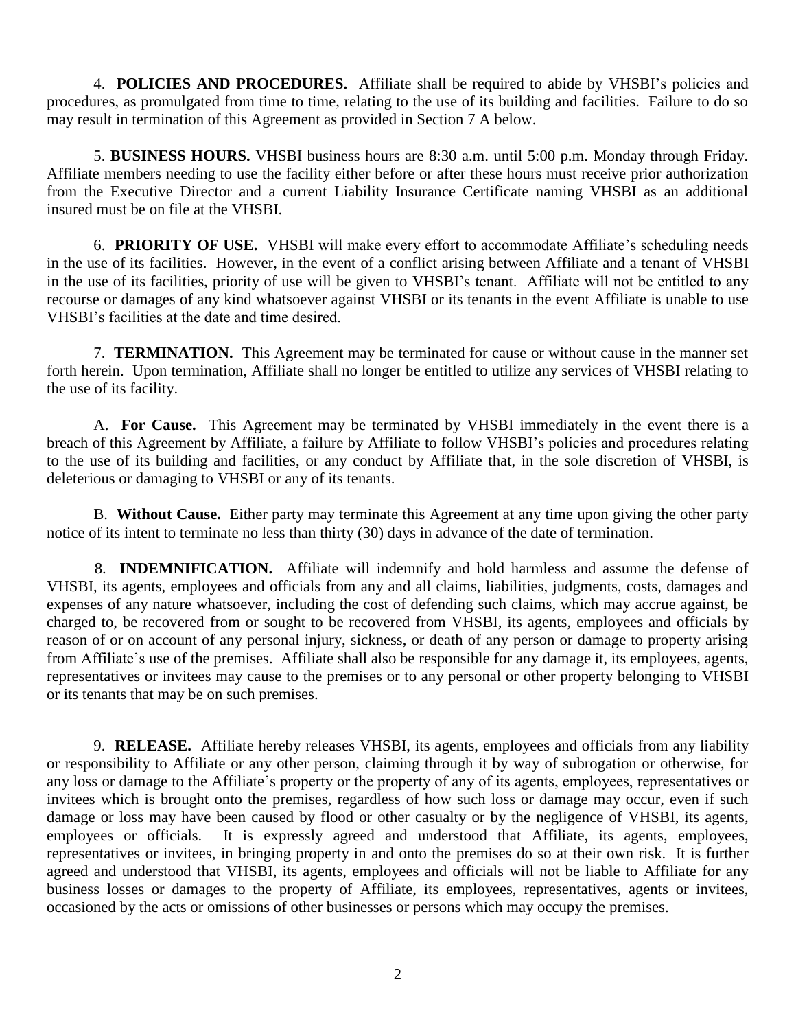4. **POLICIES AND PROCEDURES.** Affiliate shall be required to abide by VHSBI's policies and procedures, as promulgated from time to time, relating to the use of its building and facilities. Failure to do so may result in termination of this Agreement as provided in Section 7 A below.

5. **BUSINESS HOURS.** VHSBI business hours are 8:30 a.m. until 5:00 p.m. Monday through Friday. Affiliate members needing to use the facility either before or after these hours must receive prior authorization from the Executive Director and a current Liability Insurance Certificate naming VHSBI as an additional insured must be on file at the VHSBI.

6. **PRIORITY OF USE.** VHSBI will make every effort to accommodate Affiliate's scheduling needs in the use of its facilities. However, in the event of a conflict arising between Affiliate and a tenant of VHSBI in the use of its facilities, priority of use will be given to VHSBI's tenant. Affiliate will not be entitled to any recourse or damages of any kind whatsoever against VHSBI or its tenants in the event Affiliate is unable to use VHSBI's facilities at the date and time desired.

7. **TERMINATION.** This Agreement may be terminated for cause or without cause in the manner set forth herein. Upon termination, Affiliate shall no longer be entitled to utilize any services of VHSBI relating to the use of its facility.

A. **For Cause.** This Agreement may be terminated by VHSBI immediately in the event there is a breach of this Agreement by Affiliate, a failure by Affiliate to follow VHSBI's policies and procedures relating to the use of its building and facilities, or any conduct by Affiliate that, in the sole discretion of VHSBI, is deleterious or damaging to VHSBI or any of its tenants.

B. **Without Cause.** Either party may terminate this Agreement at any time upon giving the other party notice of its intent to terminate no less than thirty (30) days in advance of the date of termination.

8. **INDEMNIFICATION.** Affiliate will indemnify and hold harmless and assume the defense of VHSBI, its agents, employees and officials from any and all claims, liabilities, judgments, costs, damages and expenses of any nature whatsoever, including the cost of defending such claims, which may accrue against, be charged to, be recovered from or sought to be recovered from VHSBI, its agents, employees and officials by reason of or on account of any personal injury, sickness, or death of any person or damage to property arising from Affiliate's use of the premises. Affiliate shall also be responsible for any damage it, its employees, agents, representatives or invitees may cause to the premises or to any personal or other property belonging to VHSBI or its tenants that may be on such premises.

9. **RELEASE.** Affiliate hereby releases VHSBI, its agents, employees and officials from any liability or responsibility to Affiliate or any other person, claiming through it by way of subrogation or otherwise, for any loss or damage to the Affiliate's property or the property of any of its agents, employees, representatives or invitees which is brought onto the premises, regardless of how such loss or damage may occur, even if such damage or loss may have been caused by flood or other casualty or by the negligence of VHSBI, its agents, employees or officials. It is expressly agreed and understood that Affiliate, its agents, employees, representatives or invitees, in bringing property in and onto the premises do so at their own risk. It is further agreed and understood that VHSBI, its agents, employees and officials will not be liable to Affiliate for any business losses or damages to the property of Affiliate, its employees, representatives, agents or invitees, occasioned by the acts or omissions of other businesses or persons which may occupy the premises.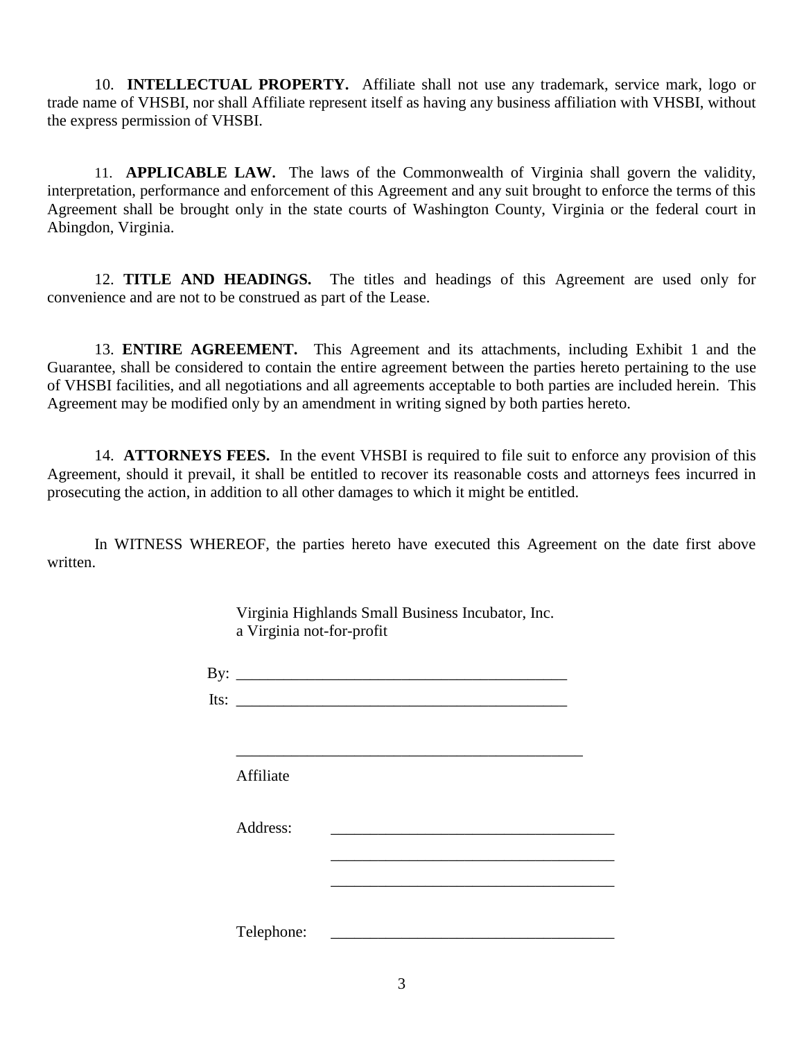10. **INTELLECTUAL PROPERTY.** Affiliate shall not use any trademark, service mark, logo or trade name of VHSBI, nor shall Affiliate represent itself as having any business affiliation with VHSBI, without the express permission of VHSBI.

11. **APPLICABLE LAW.** The laws of the Commonwealth of Virginia shall govern the validity, interpretation, performance and enforcement of this Agreement and any suit brought to enforce the terms of this Agreement shall be brought only in the state courts of Washington County, Virginia or the federal court in Abingdon, Virginia.

12. **TITLE AND HEADINGS.** The titles and headings of this Agreement are used only for convenience and are not to be construed as part of the Lease.

13. **ENTIRE AGREEMENT.** This Agreement and its attachments, including Exhibit 1 and the Guarantee, shall be considered to contain the entire agreement between the parties hereto pertaining to the use of VHSBI facilities, and all negotiations and all agreements acceptable to both parties are included herein. This Agreement may be modified only by an amendment in writing signed by both parties hereto.

14. **ATTORNEYS FEES.** In the event VHSBI is required to file suit to enforce any provision of this Agreement, should it prevail, it shall be entitled to recover its reasonable costs and attorneys fees incurred in prosecuting the action, in addition to all other damages to which it might be entitled.

In WITNESS WHEREOF, the parties hereto have executed this Agreement on the date first above written.

Virginia Highlands Small Business Incubator, Inc.
a Virginia not-for-profit

By: ___________________________________________

Its: ___________________________________________

_____________________________________________

Affiliate

Address: ____________________________________

____________________________________

____________________________________

Telephone: ____________________________________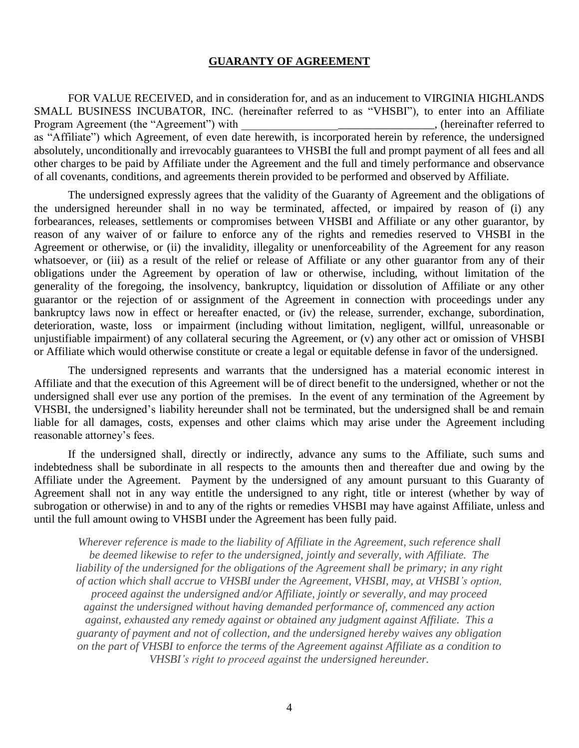## **GUARANTY OF AGREEMENT**

FOR VALUE RECEIVED, and in consideration for, and as an inducement to VIRGINIA HIGHLANDS SMALL BUSINESS INCUBATOR, INC. (hereinafter referred to as "VHSBI"), to enter into an Affiliate Program Agreement (the "Agreement") with \_\_\_\_\_\_\_\_\_\_\_\_\_\_\_\_\_\_\_\_\_\_\_\_\_\_\_\_\_\_\_\_\_\_, (hereinafter referred to as "Affiliate") which Agreement, of even date herewith, is incorporated herein by reference, the undersigned absolutely, unconditionally and irrevocably guarantees to VHSBI the full and prompt payment of all fees and all other charges to be paid by Affiliate under the Agreement and the full and timely performance and observance of all covenants, conditions, and agreements therein provided to be performed and observed by Affiliate.

The undersigned expressly agrees that the validity of the Guaranty of Agreement and the obligations of the undersigned hereunder shall in no way be terminated, affected, or impaired by reason of (i) any forbearances, releases, settlements or compromises between VHSBI and Affiliate or any other guarantor, by reason of any waiver of or failure to enforce any of the rights and remedies reserved to VHSBI in the Agreement or otherwise, or (ii) the invalidity, illegality or unenforceability of the Agreement for any reason whatsoever, or (iii) as a result of the relief or release of Affiliate or any other guarantor from any of their obligations under the Agreement by operation of law or otherwise, including, without limitation of the generality of the foregoing, the insolvency, bankruptcy, liquidation or dissolution of Affiliate or any other guarantor or the rejection of or assignment of the Agreement in connection with proceedings under any bankruptcy laws now in effect or hereafter enacted, or (iv) the release, surrender, exchange, subordination, deterioration, waste, loss or impairment (including without limitation, negligent, willful, unreasonable or unjustifiable impairment) of any collateral securing the Agreement, or (v) any other act or omission of VHSBI or Affiliate which would otherwise constitute or create a legal or equitable defense in favor of the undersigned.

The undersigned represents and warrants that the undersigned has a material economic interest in Affiliate and that the execution of this Agreement will be of direct benefit to the undersigned, whether or not the undersigned shall ever use any portion of the premises. In the event of any termination of the Agreement by VHSBI, the undersigned's liability hereunder shall not be terminated, but the undersigned shall be and remain liable for all damages, costs, expenses and other claims which may arise under the Agreement including reasonable attorney's fees.

If the undersigned shall, directly or indirectly, advance any sums to the Affiliate, such sums and indebtedness shall be subordinate in all respects to the amounts then and thereafter due and owing by the Affiliate under the Agreement. Payment by the undersigned of any amount pursuant to this Guaranty of Agreement shall not in any way entitle the undersigned to any right, title or interest (whether by way of subrogation or otherwise) in and to any of the rights or remedies VHSBI may have against Affiliate, unless and until the full amount owing to VHSBI under the Agreement has been fully paid.

*Wherever reference is made to the liability of Affiliate in the Agreement, such reference shall be deemed likewise to refer to the undersigned, jointly and severally, with Affiliate. The liability of the undersigned for the obligations of the Agreement shall be primary; in any right of action which shall accrue to VHSBI under the Agreement, VHSBI, may, at VHSBI's option, proceed against the undersigned and/or Affiliate, jointly or severally, and may proceed against the undersigned without having demanded performance of, commenced any action against, exhausted any remedy against or obtained any judgment against Affiliate. This a guaranty of payment and not of collection, and the undersigned hereby waives any obligation on the part of VHSBI to enforce the terms of the Agreement against Affiliate as a condition to VHSBI's right to proceed against the undersigned hereunder.*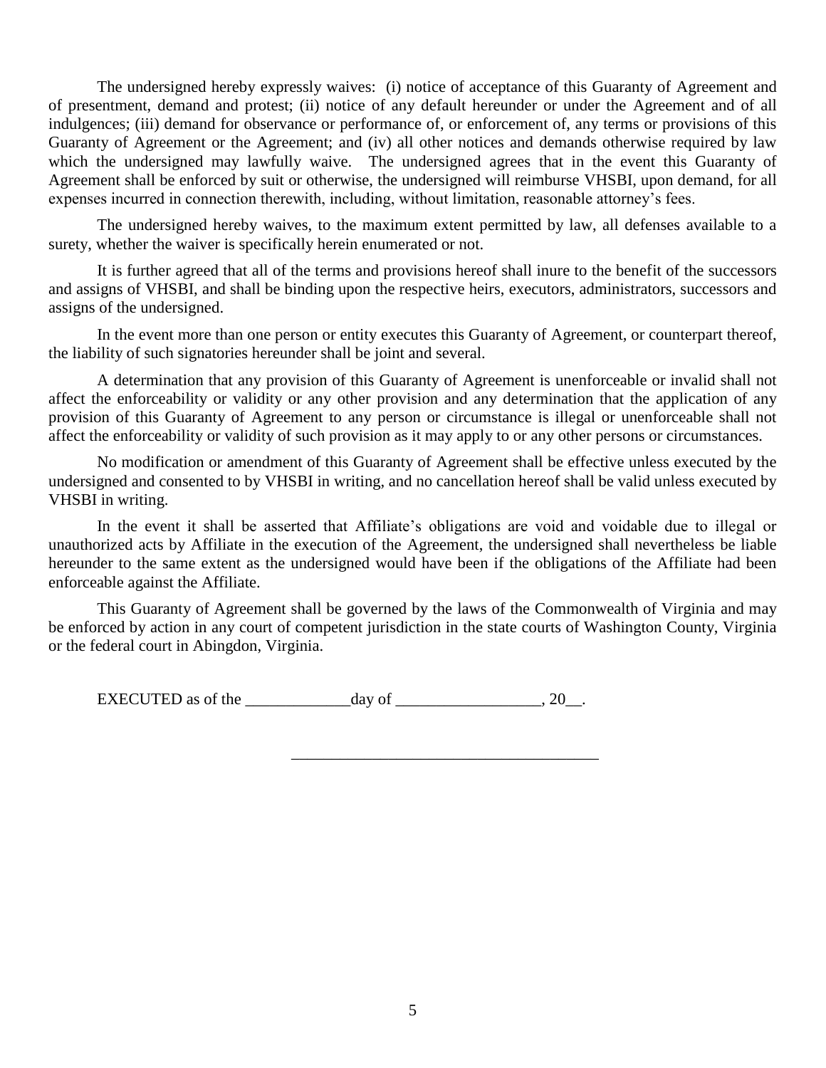The undersigned hereby expressly waives: (i) notice of acceptance of this Guaranty of Agreement and of presentment, demand and protest; (ii) notice of any default hereunder or under the Agreement and of all indulgences; (iii) demand for observance or performance of, or enforcement of, any terms or provisions of this Guaranty of Agreement or the Agreement; and (iv) all other notices and demands otherwise required by law which the undersigned may lawfully waive. The undersigned agrees that in the event this Guaranty of Agreement shall be enforced by suit or otherwise, the undersigned will reimburse VHSBI, upon demand, for all expenses incurred in connection therewith, including, without limitation, reasonable attorney's fees.

The undersigned hereby waives, to the maximum extent permitted by law, all defenses available to a surety, whether the waiver is specifically herein enumerated or not.

It is further agreed that all of the terms and provisions hereof shall inure to the benefit of the successors and assigns of VHSBI, and shall be binding upon the respective heirs, executors, administrators, successors and assigns of the undersigned.

In the event more than one person or entity executes this Guaranty of Agreement, or counterpart thereof, the liability of such signatories hereunder shall be joint and several.

A determination that any provision of this Guaranty of Agreement is unenforceable or invalid shall not affect the enforceability or validity or any other provision and any determination that the application of any provision of this Guaranty of Agreement to any person or circumstance is illegal or unenforceable shall not affect the enforceability or validity of such provision as it may apply to or any other persons or circumstances.

No modification or amendment of this Guaranty of Agreement shall be effective unless executed by the undersigned and consented to by VHSBI in writing, and no cancellation hereof shall be valid unless executed by VHSBI in writing.

In the event it shall be asserted that Affiliate's obligations are void and voidable due to illegal or unauthorized acts by Affiliate in the execution of the Agreement, the undersigned shall nevertheless be liable hereunder to the same extent as the undersigned would have been if the obligations of the Affiliate had been enforceable against the Affiliate.

This Guaranty of Agreement shall be governed by the laws of the Commonwealth of Virginia and may be enforced by action in any court of competent jurisdiction in the state courts of Washington County, Virginia or the federal court in Abingdon, Virginia.

EXECUTED as of the _____________day of __________________, 20__.

______________________________________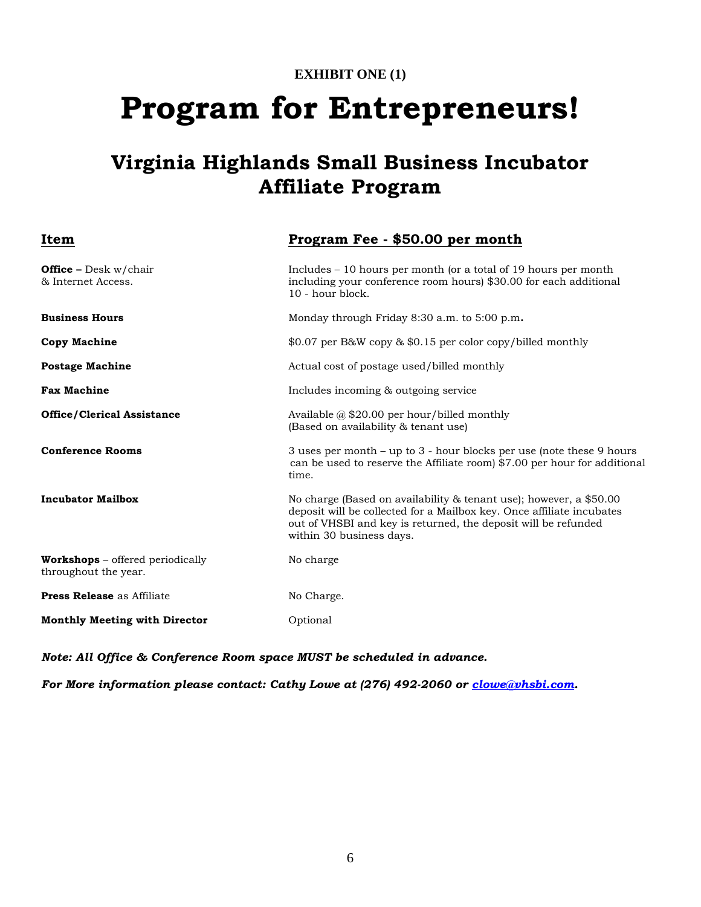**EXHIBIT ONE (1)**

# Program for Entrepreneurs!

## Virginia Highlands Small Business Incubator Affiliate Program

| Item | Program Fee - $50.00 per month |
|---|---|
| **Office –** Desk w/chair & Internet Access. | Includes – 10 hours per month (or a total of 19 hours per month including your conference room hours) $30.00 for each additional 10 - hour block. |
| **Business Hours** | Monday through Friday 8:30 a.m. to 5:00 p.m**.** |
| **Copy Machine** | $0.07 per B&W copy & $0.15 per color copy/billed monthly |
| **Postage Machine** | Actual cost of postage used/billed monthly |
| **Fax Machine** | Includes incoming & outgoing service |
| **Office/Clerical Assistance** | Available @ $20.00 per hour/billed monthly (Based on availability & tenant use) |
| **Conference Rooms** | 3 uses per month – up to 3 - hour blocks per use (note these 9 hours can be used to reserve the Affiliate room) $7.00 per hour for additional time. |
| **Incubator Mailbox** | No charge (Based on availability & tenant use); however, a $50.00 deposit will be collected for a Mailbox key. Once affiliate incubates out of VHSBI and key is returned, the deposit will be refunded within 30 business days. |
| **Workshops** – offered periodically throughout the year. | No charge |
| **Press Release** as Affiliate | No Charge. |
| **Monthly Meeting with Director** | Optional |

***Note: All Office & Conference Room space MUST be scheduled in advance.***

***For More information please contact: Cathy Lowe at (276) 492-2060 or clowe@vhsbi.com.***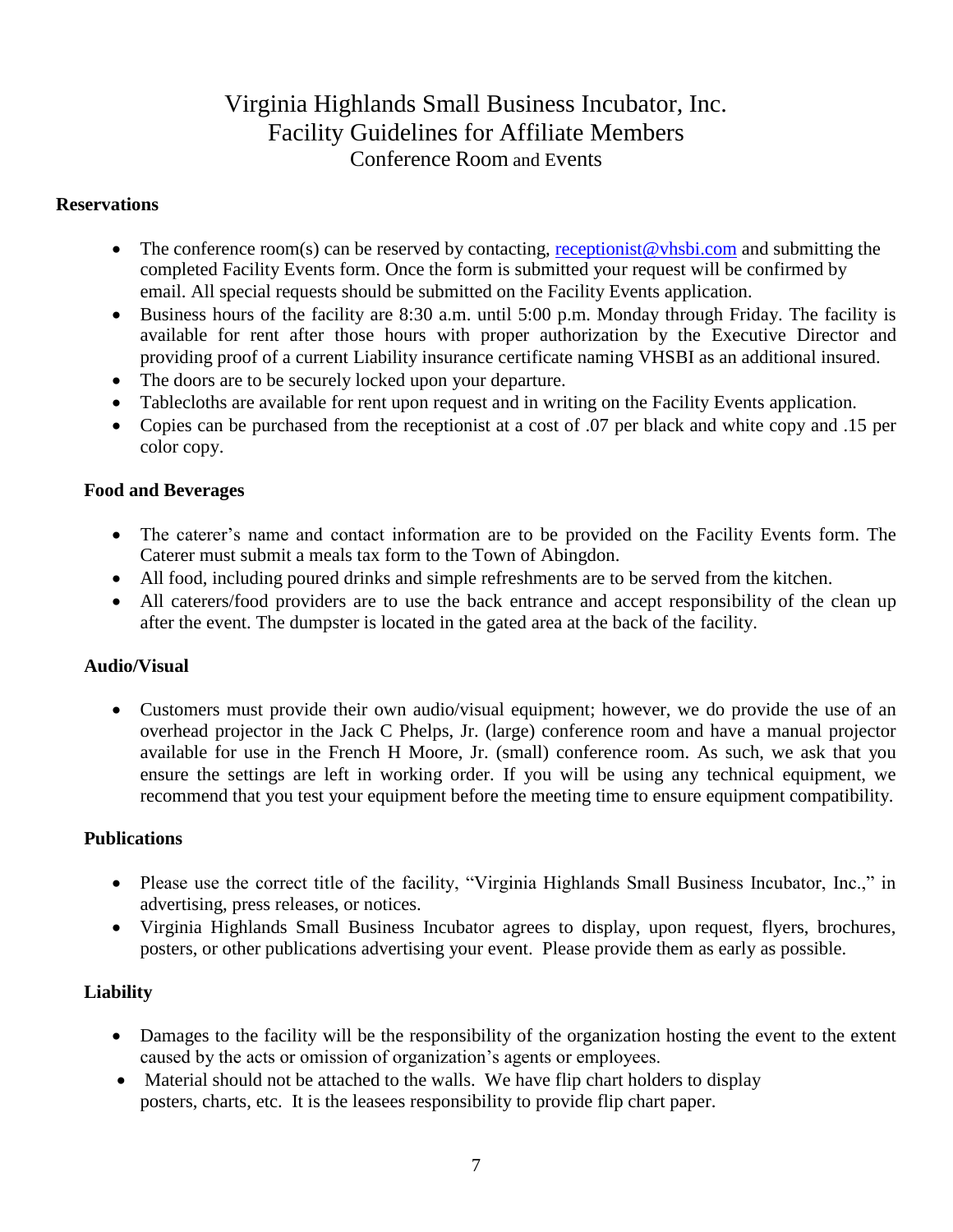# Virginia Highlands Small Business Incubator, Inc.
## Facility Guidelines for Affiliate Members
### Conference Room and Events

**Reservations**

- The conference room(s) can be reserved by contacting, receptionist@vhsbi.com and submitting the completed Facility Events form. Once the form is submitted your request will be confirmed by email. All special requests should be submitted on the Facility Events application.
- Business hours of the facility are 8:30 a.m. until 5:00 p.m. Monday through Friday. The facility is available for rent after those hours with proper authorization by the Executive Director and providing proof of a current Liability insurance certificate naming VHSBI as an additional insured.
- The doors are to be securely locked upon your departure.
- Tablecloths are available for rent upon request and in writing on the Facility Events application.
- Copies can be purchased from the receptionist at a cost of .07 per black and white copy and .15 per color copy.

**Food and Beverages**

- The caterer's name and contact information are to be provided on the Facility Events form. The Caterer must submit a meals tax form to the Town of Abingdon.
- All food, including poured drinks and simple refreshments are to be served from the kitchen.
- All caterers/food providers are to use the back entrance and accept responsibility of the clean up after the event. The dumpster is located in the gated area at the back of the facility.

**Audio/Visual**

- Customers must provide their own audio/visual equipment; however, we do provide the use of an overhead projector in the Jack C Phelps, Jr. (large) conference room and have a manual projector available for use in the French H Moore, Jr. (small) conference room. As such, we ask that you ensure the settings are left in working order. If you will be using any technical equipment, we recommend that you test your equipment before the meeting time to ensure equipment compatibility.

**Publications**

- Please use the correct title of the facility, "Virginia Highlands Small Business Incubator, Inc.," in advertising, press releases, or notices.
- Virginia Highlands Small Business Incubator agrees to display, upon request, flyers, brochures, posters, or other publications advertising your event. Please provide them as early as possible.

**Liability**

- Damages to the facility will be the responsibility of the organization hosting the event to the extent caused by the acts or omission of organization's agents or employees.
- Material should not be attached to the walls. We have flip chart holders to display posters, charts, etc. It is the leasees responsibility to provide flip chart paper.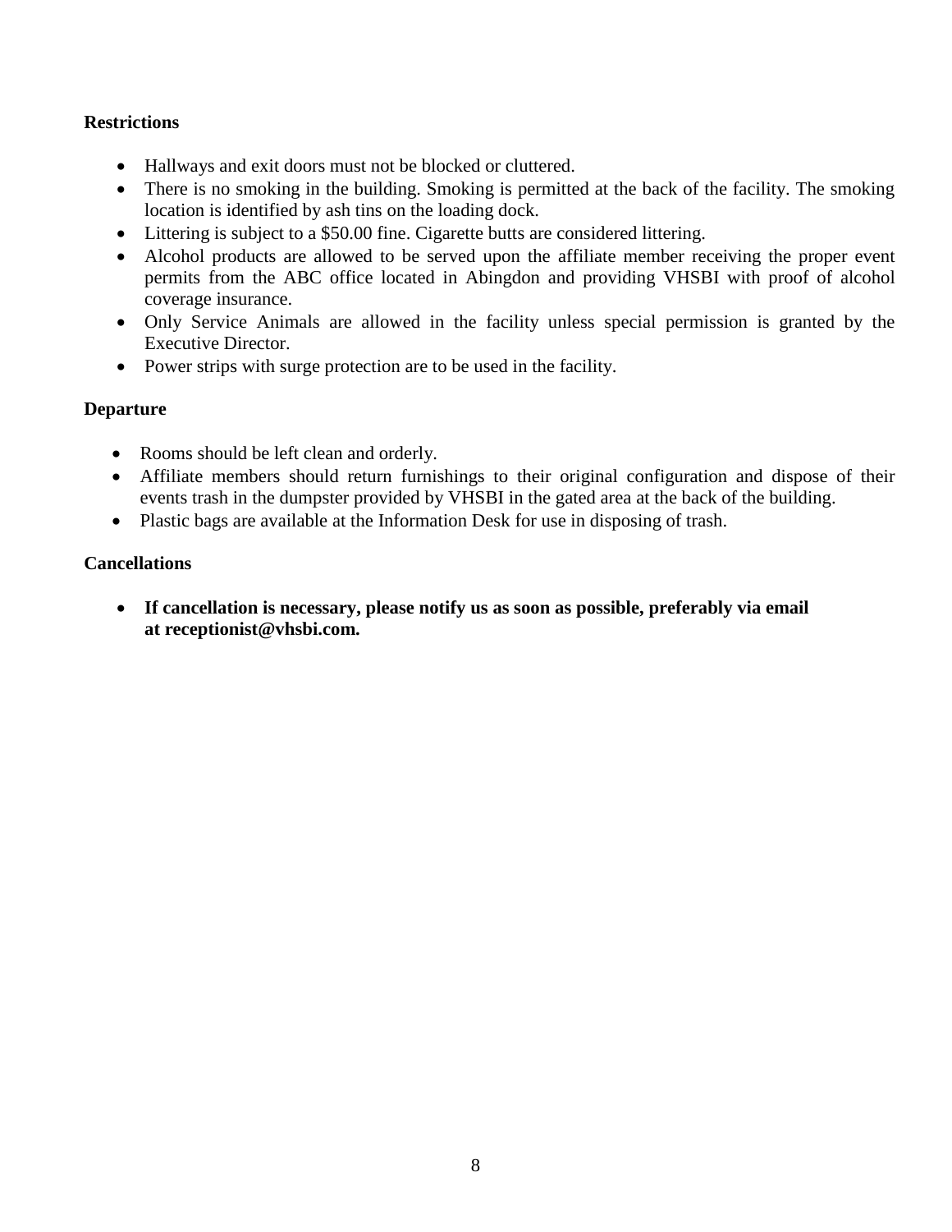**Restrictions**

- Hallways and exit doors must not be blocked or cluttered.
- There is no smoking in the building. Smoking is permitted at the back of the facility. The smoking location is identified by ash tins on the loading dock.
- Littering is subject to a $50.00 fine. Cigarette butts are considered littering.
- Alcohol products are allowed to be served upon the affiliate member receiving the proper event permits from the ABC office located in Abingdon and providing VHSBI with proof of alcohol coverage insurance.
- Only Service Animals are allowed in the facility unless special permission is granted by the Executive Director.
- Power strips with surge protection are to be used in the facility.

**Departure**

- Rooms should be left clean and orderly.
- Affiliate members should return furnishings to their original configuration and dispose of their events trash in the dumpster provided by VHSBI in the gated area at the back of the building.
- Plastic bags are available at the Information Desk for use in disposing of trash.

**Cancellations**

- **If cancellation is necessary, please notify us as soon as possible, preferably via email at receptionist@vhsbi.com.**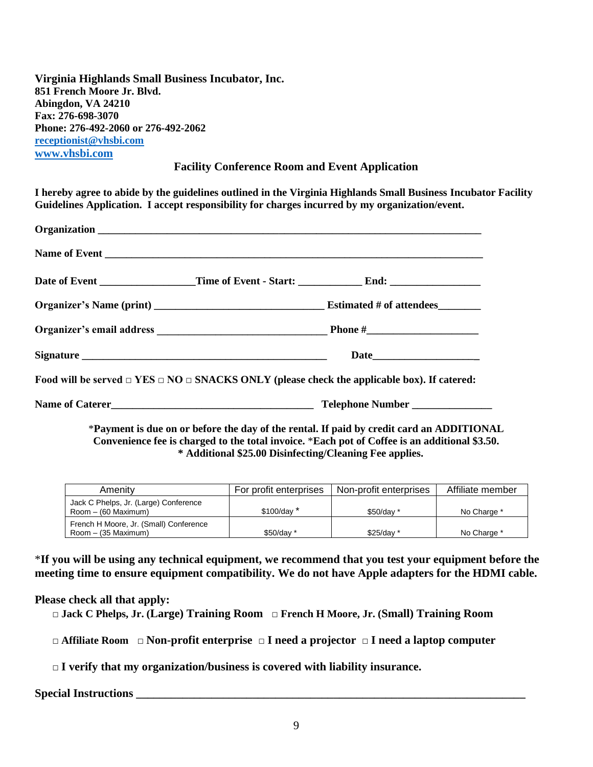**Virginia Highlands Small Business Incubator, Inc.**
**851 French Moore Jr. Blvd.**
**Abingdon, VA 24210**
**Fax: 276-698-3070**
**Phone: 276-492-2060 or 276-492-2062**
**receptionist@vhsbi.com**
**www.vhsbi.com**

## Facility Conference Room and Event Application

**I hereby agree to abide by the guidelines outlined in the Virginia Highlands Small Business Incubator Facility Guidelines Application. I accept responsibility for charges incurred by my organization/event.**

**Organization** ___________________________________________________________________________

**Name of Event** __________________________________________________________________________

**Date of Event** _________________**Time of Event - Start:** ____________ **End:** _________________

**Organizer's Name (print)** _______________________________ **Estimated # of attendees**________

**Organizer's email address** _______________________________ **Phone #**_____________________

**Signature** _______________________________________________ **Date**____________________

**Food will be served □ YES □ NO □ SNACKS ONLY (please check the applicable box). If catered:**

**Name of Caterer**______________________________________ **Telephone Number** _______________

*__Payment is due on or before the day of the rental. If paid by credit card an ADDITIONAL Convenience fee is charged to the total invoice.__ *__Each pot of Coffee is an additional $3.50.__
**\* Additional $25.00 Disinfecting/Cleaning Fee applies.**

| Amenity | For profit enterprises | Non-profit enterprises | Affiliate member |
|---|---|---|---|
| Jack C Phelps, Jr. (Large) Conference Room – (60 Maximum) | $100/day * | $50/day * | No Charge * |
| French H Moore, Jr. (Small) Conference Room – (35 Maximum) | $50/day * | $25/day * | No Charge * |

*__If you will be using any technical equipment, we recommend that you test your equipment before the meeting time to ensure equipment compatibility. We do not have Apple adapters for the HDMI cable.__

**Please check all that apply:**

□ **Jack C Phelps, Jr. (Large) Training Room** □ **French H Moore, Jr. (Small) Training Room**

□ **Affiliate Room** □ **Non-profit enterprise** □ **I need a projector** □ **I need a laptop computer**

□ **I verify that my organization/business is covered with liability insurance.**

**Special Instructions** ____________________________________________________________________